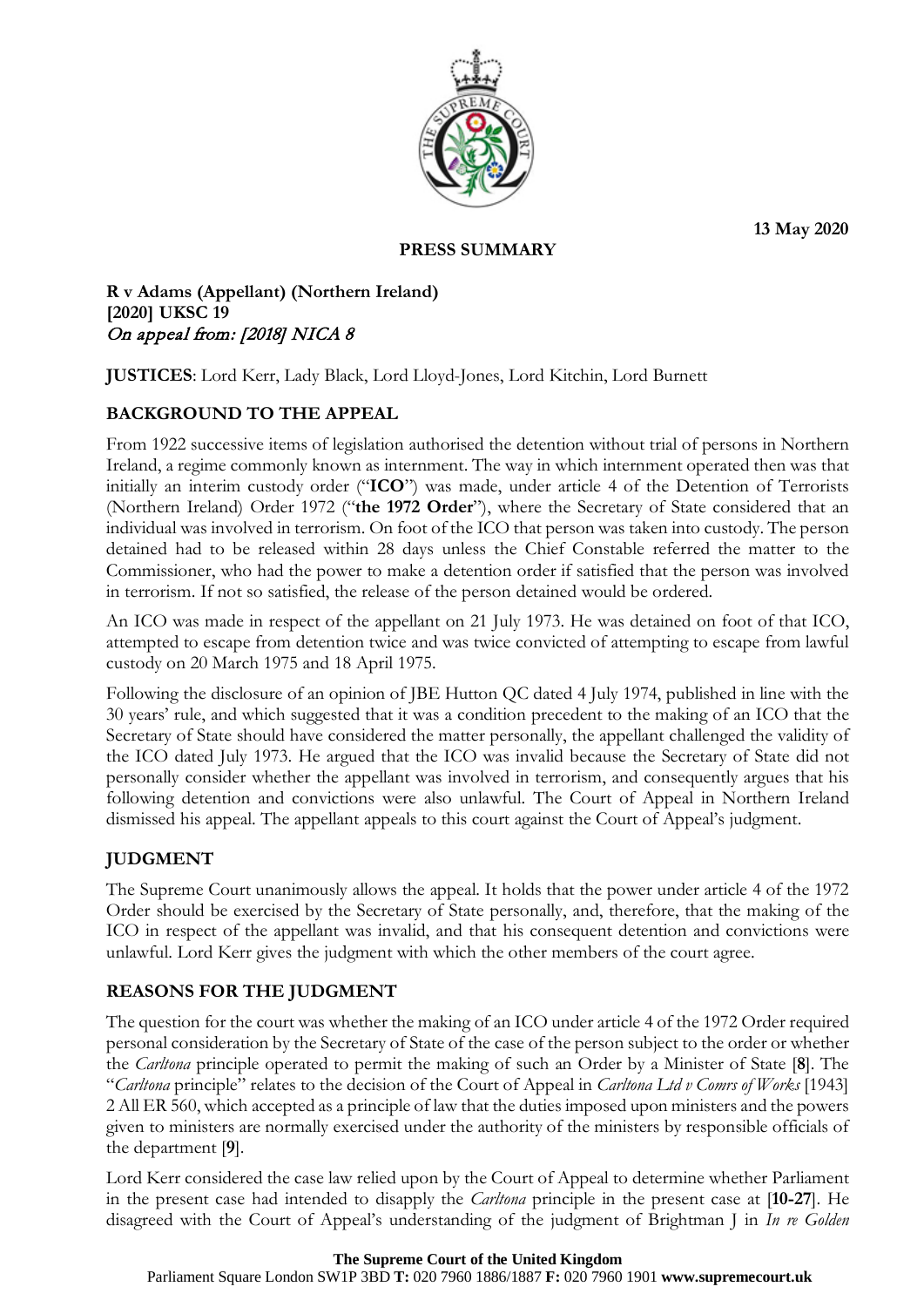13 May 2020

**PRESS SUMMARY**

**R v Adams (Appellant) (Northern Ireland)**
**[2020] UKSC 19**
*On appeal from: [2018] NICA 8*

**JUSTICES**: Lord Kerr, Lady Black, Lord Lloyd-Jones, Lord Kitchin, Lord Burnett

## BACKGROUND TO THE APPEAL

From 1922 successive items of legislation authorised the detention without trial of persons in Northern Ireland, a regime commonly known as internment. The way in which internment operated then was that initially an interim custody order ("**ICO**") was made, under article 4 of the Detention of Terrorists (Northern Ireland) Order 1972 ("**the 1972 Order**"), where the Secretary of State considered that an individual was involved in terrorism. On foot of the ICO that person was taken into custody. The person detained had to be released within 28 days unless the Chief Constable referred the matter to the Commissioner, who had the power to make a detention order if satisfied that the person was involved in terrorism. If not so satisfied, the release of the person detained would be ordered.

An ICO was made in respect of the appellant on 21 July 1973. He was detained on foot of that ICO, attempted to escape from detention twice and was twice convicted of attempting to escape from lawful custody on 20 March 1975 and 18 April 1975.

Following the disclosure of an opinion of JBE Hutton QC dated 4 July 1974, published in line with the 30 years' rule, and which suggested that it was a condition precedent to the making of an ICO that the Secretary of State should have considered the matter personally, the appellant challenged the validity of the ICO dated July 1973. He argued that the ICO was invalid because the Secretary of State did not personally consider whether the appellant was involved in terrorism, and consequently argues that his following detention and convictions were also unlawful. The Court of Appeal in Northern Ireland dismissed his appeal. The appellant appeals to this court against the Court of Appeal's judgment.

## JUDGMENT

The Supreme Court unanimously allows the appeal. It holds that the power under article 4 of the 1972 Order should be exercised by the Secretary of State personally, and, therefore, that the making of the ICO in respect of the appellant was invalid, and that his consequent detention and convictions were unlawful. Lord Kerr gives the judgment with which the other members of the court agree.

## REASONS FOR THE JUDGMENT

The question for the court was whether the making of an ICO under article 4 of the 1972 Order required personal consideration by the Secretary of State of the case of the person subject to the order or whether the *Carltona* principle operated to permit the making of such an Order by a Minister of State [**8**]. The "*Carltona* principle" relates to the decision of the Court of Appeal in *Carltona Ltd v Comrs of Works* [1943] 2 All ER 560, which accepted as a principle of law that the duties imposed upon ministers and the powers given to ministers are normally exercised under the authority of the ministers by responsible officials of the department [**9**].

Lord Kerr considered the case law relied upon by the Court of Appeal to determine whether Parliament in the present case had intended to disapply the *Carltona* principle in the present case at [**10-27**]. He disagreed with the Court of Appeal's understanding of the judgment of Brightman J in *In re Golden*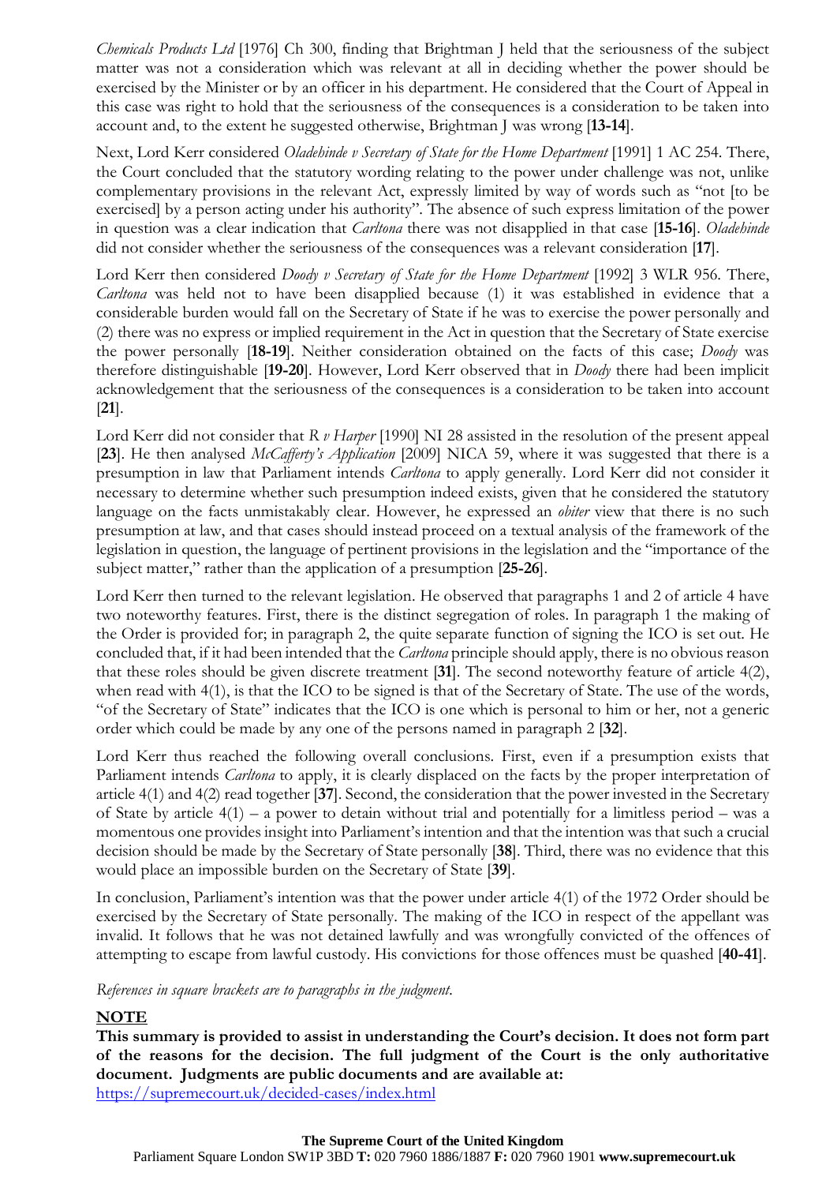*Chemicals Products Ltd* [1976] Ch 300, finding that Brightman J held that the seriousness of the subject matter was not a consideration which was relevant at all in deciding whether the power should be exercised by the Minister or by an officer in his department. He considered that the Court of Appeal in this case was right to hold that the seriousness of the consequences is a consideration to be taken into account and, to the extent he suggested otherwise, Brightman J was wrong [**13-14**].

Next, Lord Kerr considered *Oladehinde v Secretary of State for the Home Department* [1991] 1 AC 254. There, the Court concluded that the statutory wording relating to the power under challenge was not, unlike complementary provisions in the relevant Act, expressly limited by way of words such as "not [to be exercised] by a person acting under his authority". The absence of such express limitation of the power in question was a clear indication that *Carltona* there was not disapplied in that case [**15-16**]. *Oladehinde* did not consider whether the seriousness of the consequences was a relevant consideration [**17**].

Lord Kerr then considered *Doody v Secretary of State for the Home Department* [1992] 3 WLR 956. There, *Carltona* was held not to have been disapplied because (1) it was established in evidence that a considerable burden would fall on the Secretary of State if he was to exercise the power personally and (2) there was no express or implied requirement in the Act in question that the Secretary of State exercise the power personally [**18-19**]. Neither consideration obtained on the facts of this case; *Doody* was therefore distinguishable [**19-20**]. However, Lord Kerr observed that in *Doody* there had been implicit acknowledgement that the seriousness of the consequences is a consideration to be taken into account [**21**].

Lord Kerr did not consider that *R v Harper* [1990] NI 28 assisted in the resolution of the present appeal [**23**]. He then analysed *McCafferty's Application* [2009] NICA 59, where it was suggested that there is a presumption in law that Parliament intends *Carltona* to apply generally. Lord Kerr did not consider it necessary to determine whether such presumption indeed exists, given that he considered the statutory language on the facts unmistakably clear. However, he expressed an *obiter* view that there is no such presumption at law, and that cases should instead proceed on a textual analysis of the framework of the legislation in question, the language of pertinent provisions in the legislation and the "importance of the subject matter," rather than the application of a presumption [**25-26**].

Lord Kerr then turned to the relevant legislation. He observed that paragraphs 1 and 2 of article 4 have two noteworthy features. First, there is the distinct segregation of roles. In paragraph 1 the making of the Order is provided for; in paragraph 2, the quite separate function of signing the ICO is set out. He concluded that, if it had been intended that the *Carltona* principle should apply, there is no obvious reason that these roles should be given discrete treatment [**31**]. The second noteworthy feature of article 4(2), when read with 4(1), is that the ICO to be signed is that of the Secretary of State. The use of the words, "of the Secretary of State" indicates that the ICO is one which is personal to him or her, not a generic order which could be made by any one of the persons named in paragraph 2 [**32**].

Lord Kerr thus reached the following overall conclusions. First, even if a presumption exists that Parliament intends *Carltona* to apply, it is clearly displaced on the facts by the proper interpretation of article 4(1) and 4(2) read together [**37**]. Second, the consideration that the power invested in the Secretary of State by article 4(1) – a power to detain without trial and potentially for a limitless period – was a momentous one provides insight into Parliament's intention and that the intention was that such a crucial decision should be made by the Secretary of State personally [**38**]. Third, there was no evidence that this would place an impossible burden on the Secretary of State [**39**].

In conclusion, Parliament's intention was that the power under article 4(1) of the 1972 Order should be exercised by the Secretary of State personally. The making of the ICO in respect of the appellant was invalid. It follows that he was not detained lawfully and was wrongfully convicted of the offences of attempting to escape from lawful custody. His convictions for those offences must be quashed [**40-41**].

*References in square brackets are to paragraphs in the judgment.*

## NOTE

**This summary is provided to assist in understanding the Court's decision. It does not form part of the reasons for the decision. The full judgment of the Court is the only authoritative document. Judgments are public documents and are available at:**
https://supremecourt.uk/decided-cases/index.html